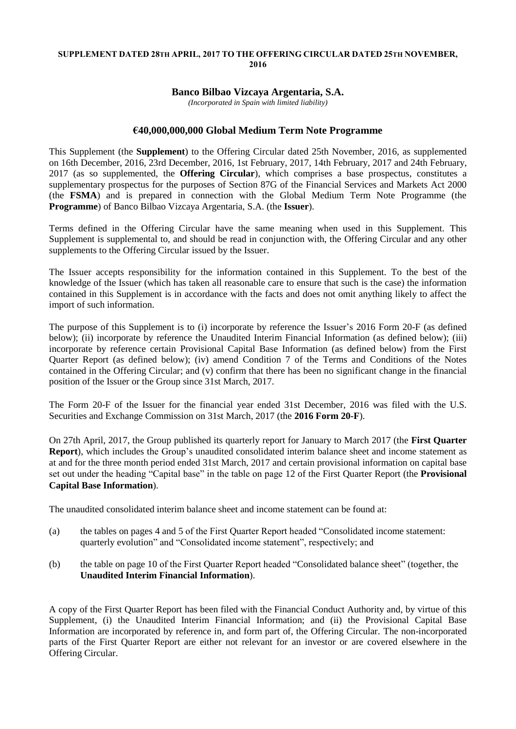**SUPPLEMENT DATED 28TH APRIL, 2017 TO THE OFFERING CIRCULAR DATED 25TH NOVEMBER, 2016**

**Banco Bilbao Vizcaya Argentaria, S.A.**

*(Incorporated in Spain with limited liability)*

## €40,000,000,000 Global Medium Term Note Programme

This Supplement (the **Supplement**) to the Offering Circular dated 25th November, 2016, as supplemented on 16th December, 2016, 23rd December, 2016, 1st February, 2017, 14th February, 2017 and 24th February, 2017 (as so supplemented, the **Offering Circular**), which comprises a base prospectus, constitutes a supplementary prospectus for the purposes of Section 87G of the Financial Services and Markets Act 2000 (the **FSMA**) and is prepared in connection with the Global Medium Term Note Programme (the **Programme**) of Banco Bilbao Vizcaya Argentaria, S.A. (the **Issuer**).

Terms defined in the Offering Circular have the same meaning when used in this Supplement. This Supplement is supplemental to, and should be read in conjunction with, the Offering Circular and any other supplements to the Offering Circular issued by the Issuer.

The Issuer accepts responsibility for the information contained in this Supplement. To the best of the knowledge of the Issuer (which has taken all reasonable care to ensure that such is the case) the information contained in this Supplement is in accordance with the facts and does not omit anything likely to affect the import of such information.

The purpose of this Supplement is to (i) incorporate by reference the Issuer's 2016 Form 20-F (as defined below); (ii) incorporate by reference the Unaudited Interim Financial Information (as defined below); (iii) incorporate by reference certain Provisional Capital Base Information (as defined below) from the First Quarter Report (as defined below); (iv) amend Condition 7 of the Terms and Conditions of the Notes contained in the Offering Circular; and (v) confirm that there has been no significant change in the financial position of the Issuer or the Group since 31st March, 2017.

The Form 20-F of the Issuer for the financial year ended 31st December, 2016 was filed with the U.S. Securities and Exchange Commission on 31st March, 2017 (the **2016 Form 20-F**).

On 27th April, 2017, the Group published its quarterly report for January to March 2017 (the **First Quarter Report**), which includes the Group's unaudited consolidated interim balance sheet and income statement as at and for the three month period ended 31st March, 2017 and certain provisional information on capital base set out under the heading "Capital base" in the table on page 12 of the First Quarter Report (the **Provisional Capital Base Information**).

The unaudited consolidated interim balance sheet and income statement can be found at:

(a) the tables on pages 4 and 5 of the First Quarter Report headed "Consolidated income statement: quarterly evolution" and "Consolidated income statement", respectively; and

(b) the table on page 10 of the First Quarter Report headed "Consolidated balance sheet" (together, the **Unaudited Interim Financial Information**).

A copy of the First Quarter Report has been filed with the Financial Conduct Authority and, by virtue of this Supplement, (i) the Unaudited Interim Financial Information; and (ii) the Provisional Capital Base Information are incorporated by reference in, and form part of, the Offering Circular. The non-incorporated parts of the First Quarter Report are either not relevant for an investor or are covered elsewhere in the Offering Circular.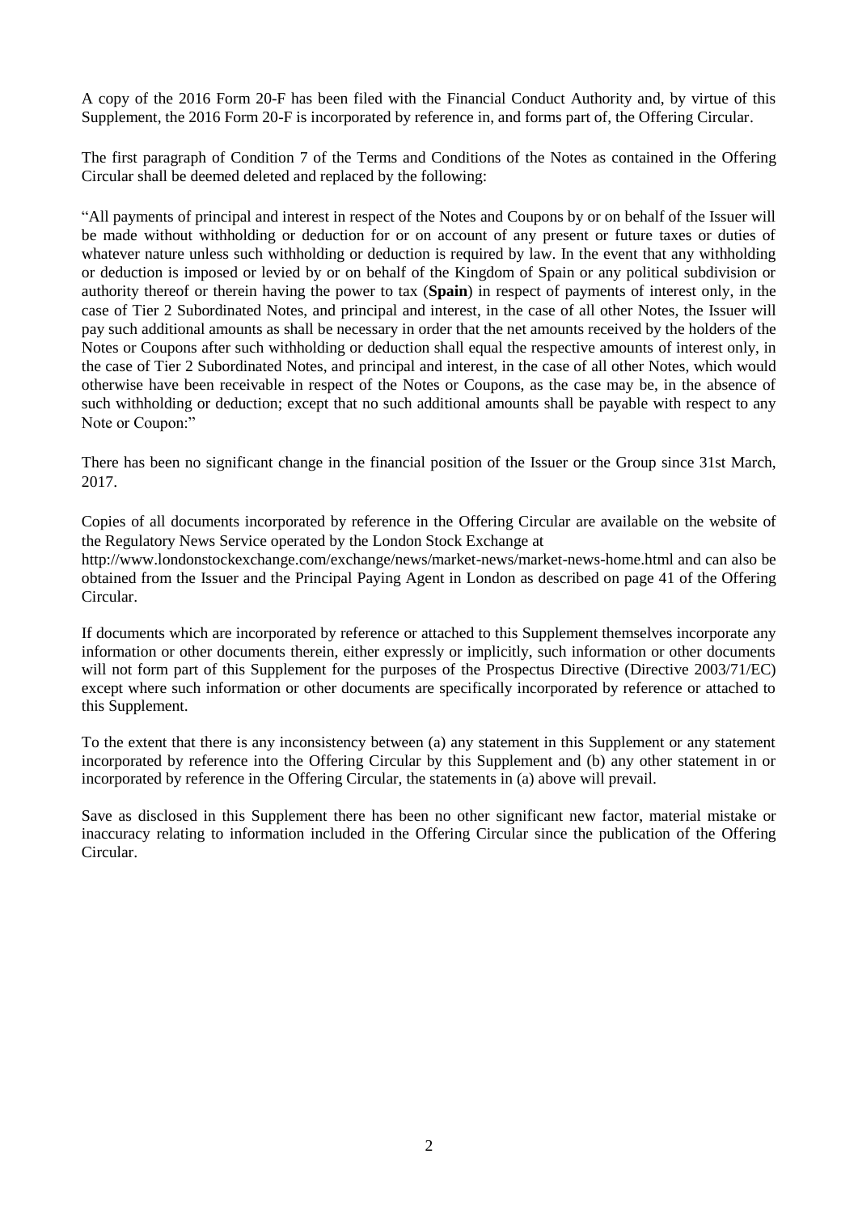A copy of the 2016 Form 20-F has been filed with the Financial Conduct Authority and, by virtue of this Supplement, the 2016 Form 20-F is incorporated by reference in, and forms part of, the Offering Circular.

The first paragraph of Condition 7 of the Terms and Conditions of the Notes as contained in the Offering Circular shall be deemed deleted and replaced by the following:

"All payments of principal and interest in respect of the Notes and Coupons by or on behalf of the Issuer will be made without withholding or deduction for or on account of any present or future taxes or duties of whatever nature unless such withholding or deduction is required by law. In the event that any withholding or deduction is imposed or levied by or on behalf of the Kingdom of Spain or any political subdivision or authority thereof or therein having the power to tax (**Spain**) in respect of payments of interest only, in the case of Tier 2 Subordinated Notes, and principal and interest, in the case of all other Notes, the Issuer will pay such additional amounts as shall be necessary in order that the net amounts received by the holders of the Notes or Coupons after such withholding or deduction shall equal the respective amounts of interest only, in the case of Tier 2 Subordinated Notes, and principal and interest, in the case of all other Notes, which would otherwise have been receivable in respect of the Notes or Coupons, as the case may be, in the absence of such withholding or deduction; except that no such additional amounts shall be payable with respect to any Note or Coupon:"

There has been no significant change in the financial position of the Issuer or the Group since 31st March, 2017.

Copies of all documents incorporated by reference in the Offering Circular are available on the website of the Regulatory News Service operated by the London Stock Exchange at http://www.londonstockexchange.com/exchange/news/market-news/market-news-home.html and can also be obtained from the Issuer and the Principal Paying Agent in London as described on page 41 of the Offering Circular.

If documents which are incorporated by reference or attached to this Supplement themselves incorporate any information or other documents therein, either expressly or implicitly, such information or other documents will not form part of this Supplement for the purposes of the Prospectus Directive (Directive 2003/71/EC) except where such information or other documents are specifically incorporated by reference or attached to this Supplement.

To the extent that there is any inconsistency between (a) any statement in this Supplement or any statement incorporated by reference into the Offering Circular by this Supplement and (b) any other statement in or incorporated by reference in the Offering Circular, the statements in (a) above will prevail.

Save as disclosed in this Supplement there has been no other significant new factor, material mistake or inaccuracy relating to information included in the Offering Circular since the publication of the Offering Circular.